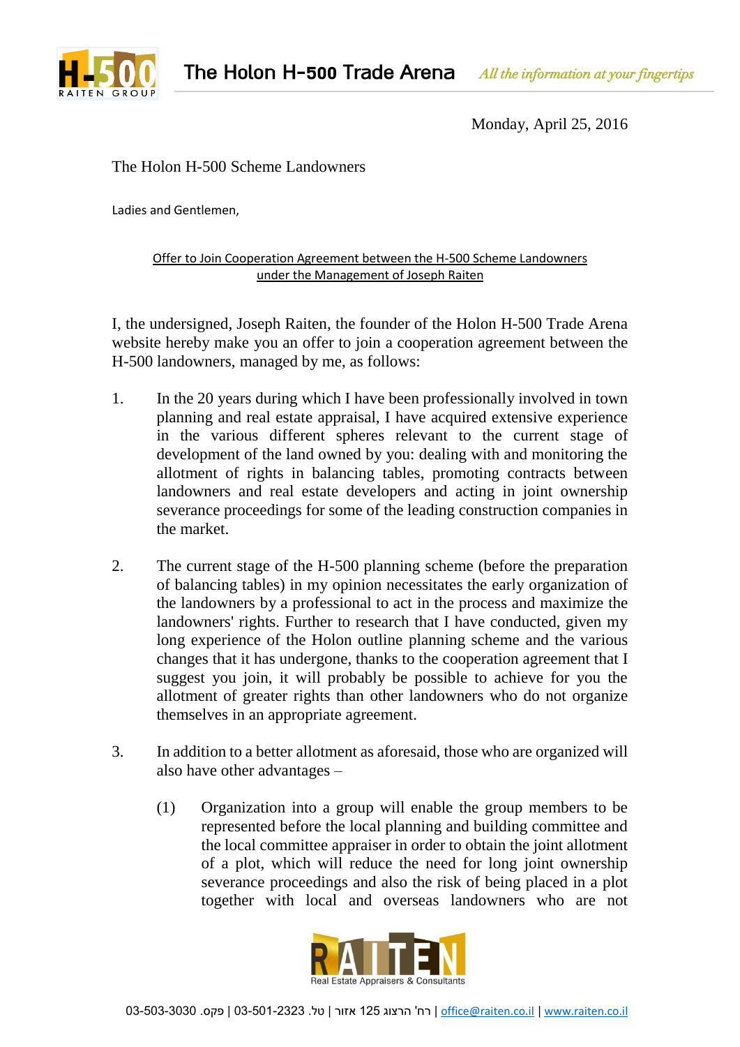Monday, April 25, 2016

The Holon H-500 Scheme Landowners

Ladies and Gentlemen,

Offer to Join Cooperation Agreement between the H-500 Scheme Landowners under the Management of Joseph Raiten

I, the undersigned, Joseph Raiten, the founder of the Holon H-500 Trade Arena website hereby make you an offer to join a cooperation agreement between the H-500 landowners, managed by me, as follows:

1. In the 20 years during which I have been professionally involved in town planning and real estate appraisal, I have acquired extensive experience in the various different spheres relevant to the current stage of development of the land owned by you: dealing with and monitoring the allotment of rights in balancing tables, promoting contracts between landowners and real estate developers and acting in joint ownership severance proceedings for some of the leading construction companies in the market.

2. The current stage of the H-500 planning scheme (before the preparation of balancing tables) in my opinion necessitates the early organization of the landowners by a professional to act in the process and maximize the landowners' rights. Further to research that I have conducted, given my long experience of the Holon outline planning scheme and the various changes that it has undergone, thanks to the cooperation agreement that I suggest you join, it will probably be possible to achieve for you the allotment of greater rights than other landowners who do not organize themselves in an appropriate agreement.

3. In addition to a better allotment as aforesaid, those who are organized will also have other advantages –

   (1) Organization into a group will enable the group members to be represented before the local planning and building committee and the local committee appraiser in order to obtain the joint allotment of a plot, which will reduce the need for long joint ownership severance proceedings and also the risk of being placed in a plot together with local and overseas landowners who are not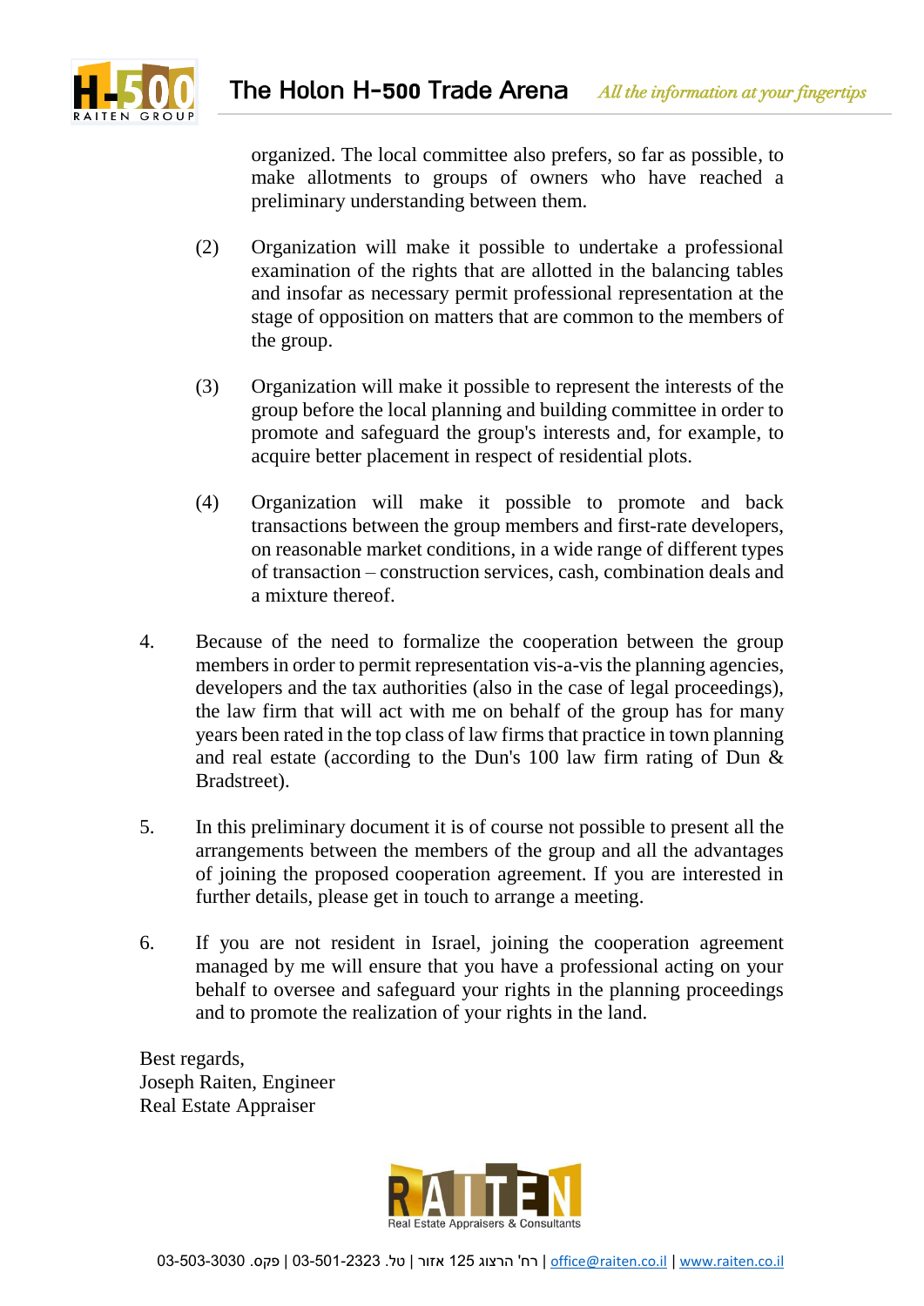organized. The local committee also prefers, so far as possible, to make allotments to groups of owners who have reached a preliminary understanding between them.

(2) Organization will make it possible to undertake a professional examination of the rights that are allotted in the balancing tables and insofar as necessary permit professional representation at the stage of opposition on matters that are common to the members of the group.

(3) Organization will make it possible to represent the interests of the group before the local planning and building committee in order to promote and safeguard the group's interests and, for example, to acquire better placement in respect of residential plots.

(4) Organization will make it possible to promote and back transactions between the group members and first-rate developers, on reasonable market conditions, in a wide range of different types of transaction – construction services, cash, combination deals and a mixture thereof.

4. Because of the need to formalize the cooperation between the group members in order to permit representation vis-a-vis the planning agencies, developers and the tax authorities (also in the case of legal proceedings), the law firm that will act with me on behalf of the group has for many years been rated in the top class of law firms that practice in town planning and real estate (according to the Dun's 100 law firm rating of Dun & Bradstreet).

5. In this preliminary document it is of course not possible to present all the arrangements between the members of the group and all the advantages of joining the proposed cooperation agreement. If you are interested in further details, please get in touch to arrange a meeting.

6. If you are not resident in Israel, joining the cooperation agreement managed by me will ensure that you have a professional acting on your behalf to oversee and safeguard your rights in the planning proceedings and to promote the realization of your rights in the land.

Best regards,
Joseph Raiten, Engineer
Real Estate Appraiser

RAITEN
Real Estate Appraisers & Consultants

רח' הרצוג 125 אזור | טל. 03-501-2323 | פקס. 03-503-3030 | office@raiten.co.il | www.raiten.co.il